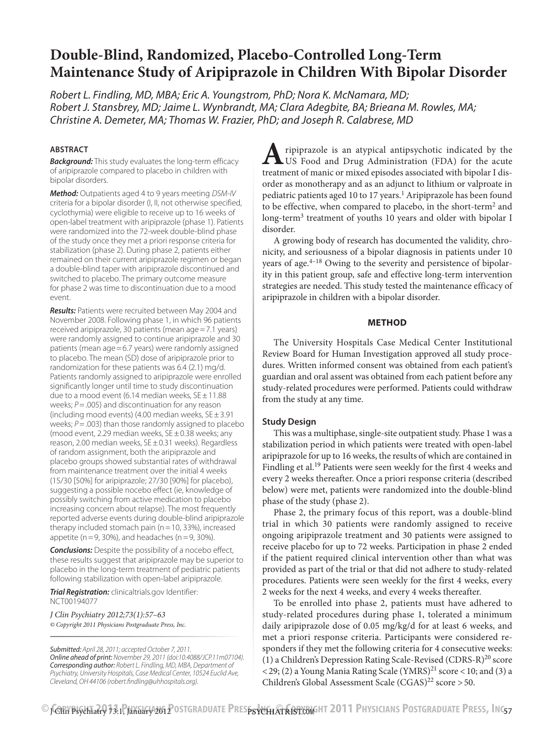# Double-Blind, Randomized, Placebo-Controlled Long-Term Maintenance Study of Aripiprazole in Children With Bipolar Disorder

*Robert L. Findling, MD, MBA; Eric A. Youngstrom, PhD; Nora K. McNamara, MD; Robert J. Stansbrey, MD; Jaime L. Wynbrandt, MA; Clara Adegbite, BA; Brieana M. Rowles, MA; Christine A. Demeter, MA; Thomas W. Frazier, PhD; and Joseph R. Calabrese, MD*

## ABSTRACT

***Background:*** This study evaluates the long-term efficacy of aripiprazole compared to placebo in children with bipolar disorders.

***Method:*** Outpatients aged 4 to 9 years meeting *DSM-IV* criteria for a bipolar disorder (I, II, not otherwise specified, cyclothymia) were eligible to receive up to 16 weeks of open-label treatment with aripiprazole (phase 1). Patients were randomized into the 72-week double-blind phase of the study once they met a priori response criteria for stabilization (phase 2). During phase 2, patients either remained on their current aripiprazole regimen or began a double-blind taper with aripiprazole discontinued and switched to placebo. The primary outcome measure for phase 2 was time to discontinuation due to a mood event.

***Results:*** Patients were recruited between May 2004 and November 2008. Following phase 1, in which 96 patients received aripiprazole, 30 patients (mean age = 7.1 years) were randomly assigned to continue aripiprazole and 30 patients (mean age = 6.7 years) were randomly assigned to placebo. The mean (SD) dose of aripiprazole prior to randomization for these patients was 6.4 (2.1) mg/d. Patients randomly assigned to aripiprazole were enrolled significantly longer until time to study discontinuation due to a mood event (6.14 median weeks, SE ± 11.88 weeks; $P = .005$) and discontinuation for any reason (including mood events) (4.00 median weeks, SE ± 3.91 weeks; $P = .003$) than those randomly assigned to placebo (mood event, 2.29 median weeks, SE ± 0.38 weeks; any reason, 2.00 median weeks, SE ± 0.31 weeks). Regardless of random assignment, both the aripiprazole and placebo groups showed substantial rates of withdrawal from maintenance treatment over the initial 4 weeks (15/30 [50%] for aripiprazole; 27/30 [90%] for placebo), suggesting a possible nocebo effect (ie, knowledge of possibly switching from active medication to placebo increasing concern about relapse). The most frequently reported adverse events during double-blind aripiprazole therapy included stomach pain (n = 10, 33%), increased appetite (n = 9, 30%), and headaches (n = 9, 30%).

***Conclusions:*** Despite the possibility of a nocebo effect, these results suggest that aripiprazole may be superior to placebo in the long-term treatment of pediatric patients following stabilization with open-label aripiprazole.

***Trial Registration:*** clinicaltrials.gov Identifier: NCT00194077

*J Clin Psychiatry 2012;73(1):57–63*
*© Copyright 2011 Physicians Postgraduate Press, Inc.*

*Submitted: April 28, 2011; accepted October 7, 2011.*
*Online ahead of print: November 29, 2011 (doi:10.4088/JCP.11m07104).*
*Corresponding author: Robert L. Findling, MD, MBA, Department of Psychiatry, University Hospitals, Case Medical Center, 10524 Euclid Ave, Cleveland, OH 44106 (robert.findling@uhhospitals.org).*

Aripiprazole is an atypical antipsychotic indicated by the US Food and Drug Administration (FDA) for the acute treatment of manic or mixed episodes associated with bipolar I disorder as monotherapy and as an adjunct to lithium or valproate in pediatric patients aged 10 to 17 years.[1] Aripiprazole has been found to be effective, when compared to placebo, in the short-term[2] and long-term[3] treatment of youths 10 years and older with bipolar I disorder.

A growing body of research has documented the validity, chronicity, and seriousness of a bipolar diagnosis in patients under 10 years of age.[4–18] Owing to the severity and persistence of bipolarity in this patient group, safe and effective long-term intervention strategies are needed. This study tested the maintenance efficacy of aripiprazole in children with a bipolar disorder.

## METHOD

The University Hospitals Case Medical Center Institutional Review Board for Human Investigation approved all study procedures. Written informed consent was obtained from each patient's guardian and oral assent was obtained from each patient before any study-related procedures were performed. Patients could withdraw from the study at any time.

### Study Design

This was a multiphase, single-site outpatient study. Phase 1 was a stabilization period in which patients were treated with open-label aripiprazole for up to 16 weeks, the results of which are contained in Findling et al.[19] Patients were seen weekly for the first 4 weeks and every 2 weeks thereafter. Once a priori response criteria (described below) were met, patients were randomized into the double-blind phase of the study (phase 2).

Phase 2, the primary focus of this report, was a double-blind trial in which 30 patients were randomly assigned to receive ongoing aripiprazole treatment and 30 patients were assigned to receive placebo for up to 72 weeks. Participation in phase 2 ended if the patient required clinical intervention other than what was provided as part of the trial or that did not adhere to study-related procedures. Patients were seen weekly for the first 4 weeks, every 2 weeks for the next 4 weeks, and every 4 weeks thereafter.

To be enrolled into phase 2, patients must have adhered to study-related procedures during phase 1, tolerated a minimum daily aripiprazole dose of 0.05 mg/kg/d for at least 6 weeks, and met a priori response criteria. Participants were considered responders if they met the following criteria for 4 consecutive weeks: (1) a Children's Depression Rating Scale-Revised (CDRS-R)[20] score < 29; (2) a Young Mania Rating Scale (YMRS)[21] score < 10; and (3) a Children's Global Assessment Scale (CGAS)[22] score > 50.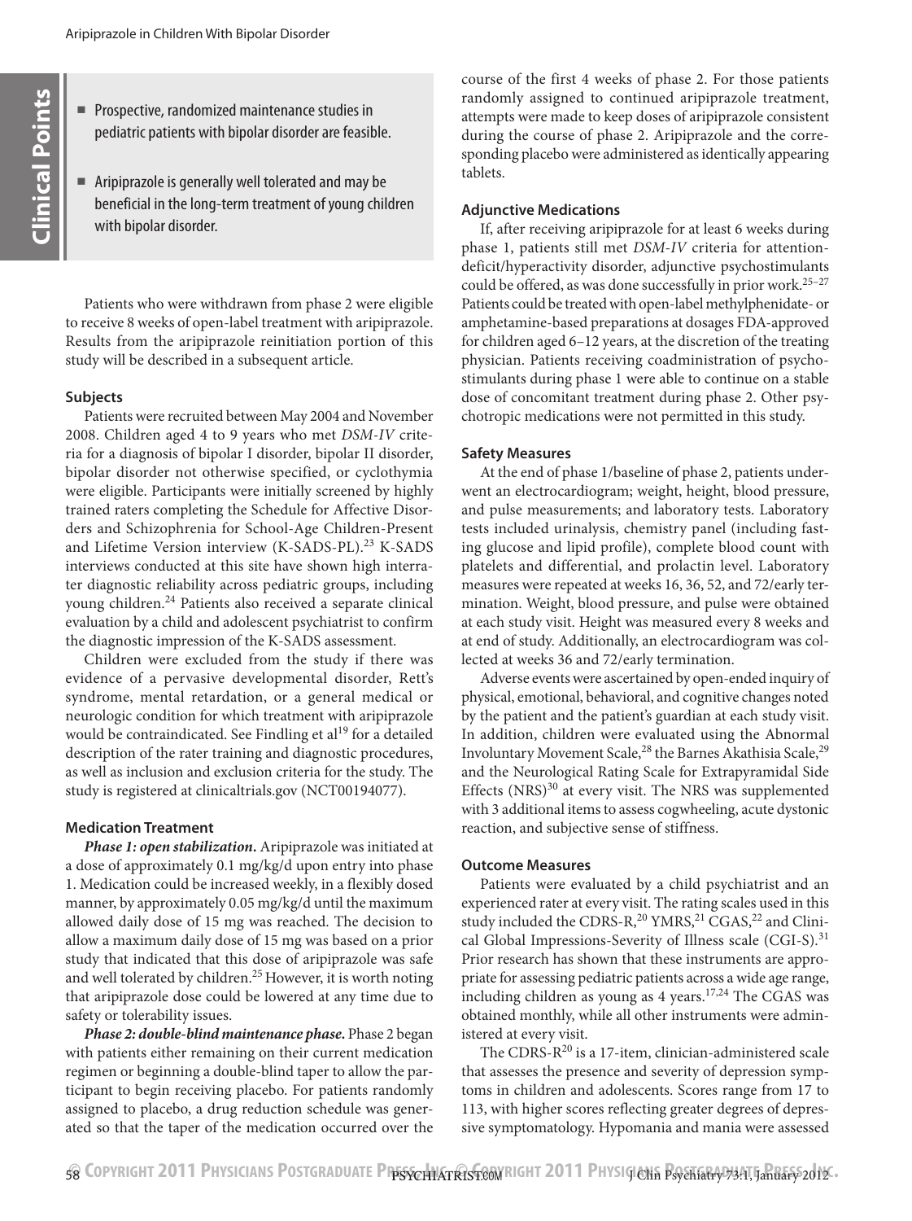**Clinical Points**

- Prospective, randomized maintenance studies in pediatric patients with bipolar disorder are feasible.
- Aripiprazole is generally well tolerated and may be beneficial in the long-term treatment of young children with bipolar disorder.

Patients who were withdrawn from phase 2 were eligible to receive 8 weeks of open-label treatment with aripiprazole. Results from the aripiprazole reinitiation portion of this study will be described in a subsequent article.

#### Subjects

Patients were recruited between May 2004 and November 2008. Children aged 4 to 9 years who met *DSM-IV* criteria for a diagnosis of bipolar I disorder, bipolar II disorder, bipolar disorder not otherwise specified, or cyclothymia were eligible. Participants were initially screened by highly trained raters completing the Schedule for Affective Disorders and Schizophrenia for School-Age Children-Present and Lifetime Version interview (K-SADS-PL).[23] K-SADS interviews conducted at this site have shown high interrater diagnostic reliability across pediatric groups, including young children.[24] Patients also received a separate clinical evaluation by a child and adolescent psychiatrist to confirm the diagnostic impression of the K-SADS assessment.

Children were excluded from the study if there was evidence of a pervasive developmental disorder, Rett's syndrome, mental retardation, or a general medical or neurologic condition for which treatment with aripiprazole would be contraindicated. See Findling et al[19] for a detailed description of the rater training and diagnostic procedures, as well as inclusion and exclusion criteria for the study. The study is registered at clinicaltrials.gov (NCT00194077).

#### Medication Treatment

***Phase 1: open stabilization.*** Aripiprazole was initiated at a dose of approximately 0.1 mg/kg/d upon entry into phase 1. Medication could be increased weekly, in a flexibly dosed manner, by approximately 0.05 mg/kg/d until the maximum allowed daily dose of 15 mg was reached. The decision to allow a maximum daily dose of 15 mg was based on a prior study that indicated that this dose of aripiprazole was safe and well tolerated by children.[25] However, it is worth noting that aripiprazole dose could be lowered at any time due to safety or tolerability issues.

***Phase 2: double-blind maintenance phase.*** Phase 2 began with patients either remaining on their current medication regimen or beginning a double-blind taper to allow the participant to begin receiving placebo. For patients randomly assigned to placebo, a drug reduction schedule was generated so that the taper of the medication occurred over the course of the first 4 weeks of phase 2. For those patients randomly assigned to continued aripiprazole treatment, attempts were made to keep doses of aripiprazole consistent during the course of phase 2. Aripiprazole and the corresponding placebo were administered as identically appearing tablets.

#### Adjunctive Medications

If, after receiving aripiprazole for at least 6 weeks during phase 1, patients still met *DSM-IV* criteria for attention-deficit/hyperactivity disorder, adjunctive psychostimulants could be offered, as was done successfully in prior work.[25–27] Patients could be treated with open-label methylphenidate- or amphetamine-based preparations at dosages FDA-approved for children aged 6–12 years, at the discretion of the treating physician. Patients receiving coadministration of psychostimulants during phase 1 were able to continue on a stable dose of concomitant treatment during phase 2. Other psychotropic medications were not permitted in this study.

#### Safety Measures

At the end of phase 1/baseline of phase 2, patients underwent an electrocardiogram; weight, height, blood pressure, and pulse measurements; and laboratory tests. Laboratory tests included urinalysis, chemistry panel (including fasting glucose and lipid profile), complete blood count with platelets and differential, and prolactin level. Laboratory measures were repeated at weeks 16, 36, 52, and 72/early termination. Weight, blood pressure, and pulse were obtained at each study visit. Height was measured every 8 weeks and at end of study. Additionally, an electrocardiogram was collected at weeks 36 and 72/early termination.

Adverse events were ascertained by open-ended inquiry of physical, emotional, behavioral, and cognitive changes noted by the patient and the patient's guardian at each study visit. In addition, children were evaluated using the Abnormal Involuntary Movement Scale,[28] the Barnes Akathisia Scale,[29] and the Neurological Rating Scale for Extrapyramidal Side Effects (NRS)[30] at every visit. The NRS was supplemented with 3 additional items to assess cogwheeling, acute dystonic reaction, and subjective sense of stiffness.

#### Outcome Measures

Patients were evaluated by a child psychiatrist and an experienced rater at every visit. The rating scales used in this study included the CDRS-R,[20] YMRS,[21] CGAS,[22] and Clinical Global Impressions-Severity of Illness scale (CGI-S).[31] Prior research has shown that these instruments are appropriate for assessing pediatric patients across a wide age range, including children as young as 4 years.[17,24] The CGAS was obtained monthly, while all other instruments were administered at every visit.

The CDRS-R[20] is a 17-item, clinician-administered scale that assesses the presence and severity of depression symptoms in children and adolescents. Scores range from 17 to 113, with higher scores reflecting greater degrees of depressive symptomatology. Hypomania and mania were assessed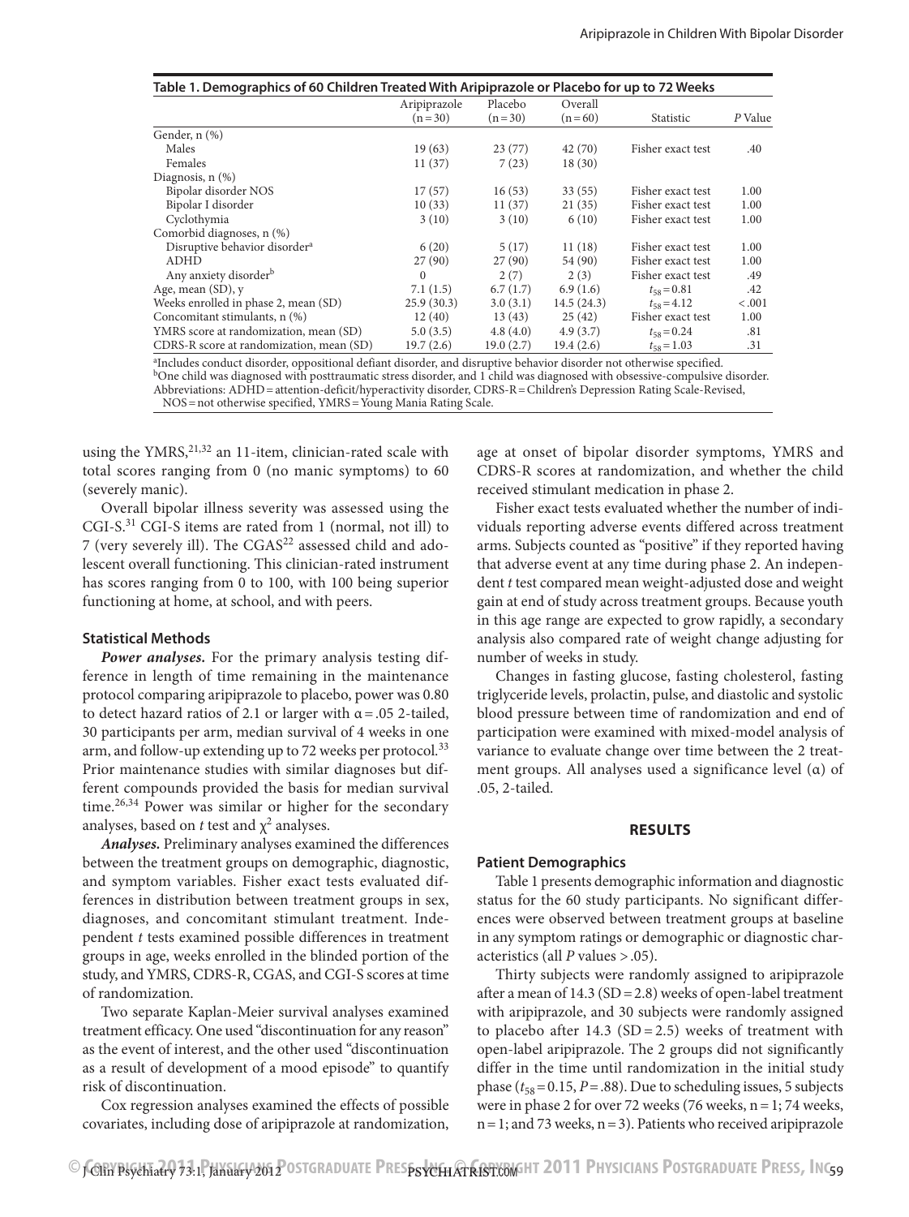**Table 1. Demographics of 60 Children Treated With Aripiprazole or Placebo for up to 72 Weeks**

| | Aripiprazole (n = 30) | Placebo (n = 30) | Overall (n = 60) | Statistic | *P* Value |
|---|---|---|---|---|---|
| Gender, n (%) | | | | | |
| Males | 19 (63) | 23 (77) | 42 (70) | Fisher exact test | .40 |
| Females | 11 (37) | 7 (23) | 18 (30) | | |
| Diagnosis, n (%) | | | | | |
| Bipolar disorder NOS | 17 (57) | 16 (53) | 33 (55) | Fisher exact test | 1.00 |
| Bipolar I disorder | 10 (33) | 11 (37) | 21 (35) | Fisher exact test | 1.00 |
| Cyclothymia | 3 (10) | 3 (10) | 6 (10) | Fisher exact test | 1.00 |
| Comorbid diagnoses, n (%) | | | | | |
| Disruptive behavior disorder[a] | 6 (20) | 5 (17) | 11 (18) | Fisher exact test | 1.00 |
| ADHD | 27 (90) | 27 (90) | 54 (90) | Fisher exact test | 1.00 |
| Any anxiety disorder[b] | 0 | 2 (7) | 2 (3) | Fisher exact test | .49 |
| Age, mean (SD), y | 7.1 (1.5) | 6.7 (1.7) | 6.9 (1.6) | $t_{58} = 0.81$ | .42 |
| Weeks enrolled in phase 2, mean (SD) | 25.9 (30.3) | 3.0 (3.1) | 14.5 (24.3) | $t_{58} = 4.12$ | < .001 |
| Concomitant stimulants, n (%) | 12 (40) | 13 (43) | 25 (42) | Fisher exact test | 1.00 |
| YMRS score at randomization, mean (SD) | 5.0 (3.5) | 4.8 (4.0) | 4.9 (3.7) | $t_{58} = 0.24$ | .81 |
| CDRS-R score at randomization, mean (SD) | 19.7 (2.6) | 19.0 (2.7) | 19.4 (2.6) | $t_{58} = 1.03$ | .31 |

[a]Includes conduct disorder, oppositional defiant disorder, and disruptive behavior disorder not otherwise specified.
[b]One child was diagnosed with posttraumatic stress disorder, and 1 child was diagnosed with obsessive-compulsive disorder.
Abbreviations: ADHD = attention-deficit/hyperactivity disorder, CDRS-R = Children's Depression Rating Scale-Revised, NOS = not otherwise specified, YMRS = Young Mania Rating Scale.

using the YMRS,[21,32] an 11-item, clinician-rated scale with total scores ranging from 0 (no manic symptoms) to 60 (severely manic).

Overall bipolar illness severity was assessed using the CGI-S.[31] CGI-S items are rated from 1 (normal, not ill) to 7 (very severely ill). The CGAS[22] assessed child and adolescent overall functioning. This clinician-rated instrument has scores ranging from 0 to 100, with 100 being superior functioning at home, at school, and with peers.

### Statistical Methods

***Power analyses.*** For the primary analysis testing difference in length of time remaining in the maintenance protocol comparing aripiprazole to placebo, power was 0.80 to detect hazard ratios of 2.1 or larger with $\alpha = .05$ 2-tailed, 30 participants per arm, median survival of 4 weeks in one arm, and follow-up extending up to 72 weeks per protocol.[33] Prior maintenance studies with similar diagnoses but different compounds provided the basis for median survival time.[26,34] Power was similar or higher for the secondary analyses, based on *t* test and $\chi^2$ analyses.

***Analyses.*** Preliminary analyses examined the differences between the treatment groups on demographic, diagnostic, and symptom variables. Fisher exact tests evaluated differences in distribution between treatment groups in sex, diagnoses, and concomitant stimulant treatment. Independent *t* tests examined possible differences in treatment groups in age, weeks enrolled in the blinded portion of the study, and YMRS, CDRS-R, CGAS, and CGI-S scores at time of randomization.

Two separate Kaplan-Meier survival analyses examined treatment efficacy. One used "discontinuation for any reason" as the event of interest, and the other used "discontinuation as a result of development of a mood episode" to quantify risk of discontinuation.

Cox regression analyses examined the effects of possible covariates, including dose of aripiprazole at randomization, age at onset of bipolar disorder symptoms, YMRS and CDRS-R scores at randomization, and whether the child received stimulant medication in phase 2.

Fisher exact tests evaluated whether the number of individuals reporting adverse events differed across treatment arms. Subjects counted as "positive" if they reported having that adverse event at any time during phase 2. An independent *t* test compared mean weight-adjusted dose and weight gain at end of study across treatment groups. Because youth in this age range are expected to grow rapidly, a secondary analysis also compared rate of weight change adjusting for number of weeks in study.

Changes in fasting glucose, fasting cholesterol, fasting triglyceride levels, prolactin, pulse, and diastolic and systolic blood pressure between time of randomization and end of participation were examined with mixed-model analysis of variance to evaluate change over time between the 2 treatment groups. All analyses used a significance level ($\alpha$) of .05, 2-tailed.

## RESULTS

### Patient Demographics

Table 1 presents demographic information and diagnostic status for the 60 study participants. No significant differences were observed between treatment groups at baseline in any symptom ratings or demographic or diagnostic characteristics (all *P* values > .05).

Thirty subjects were randomly assigned to aripiprazole after a mean of 14.3 (SD = 2.8) weeks of open-label treatment with aripiprazole, and 30 subjects were randomly assigned to placebo after 14.3 (SD = 2.5) weeks of treatment with open-label aripiprazole. The 2 groups did not significantly differ in the time until randomization in the initial study phase ($t_{58} = 0.15$, $P = .88$). Due to scheduling issues, 5 subjects were in phase 2 for over 72 weeks (76 weeks, n = 1; 74 weeks, n = 1; and 73 weeks, n = 3). Patients who received aripiprazole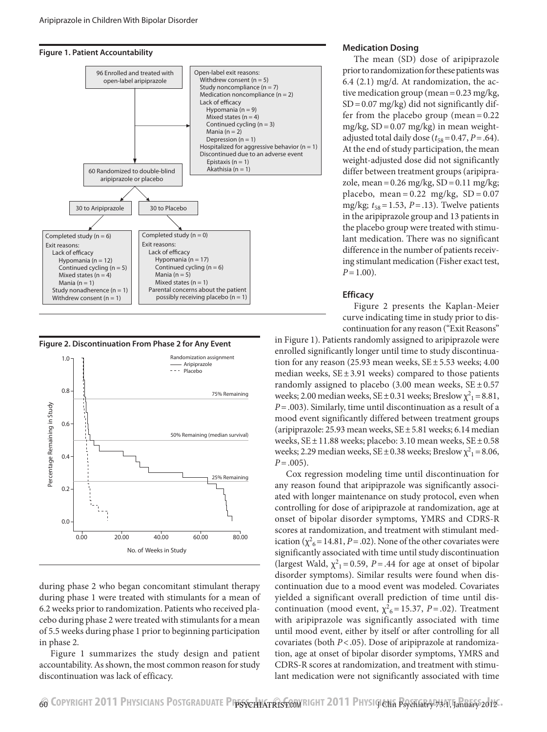**Figure 1. Patient Accountability**

96 Enrolled and treated with open-label aripiprazole

Open-label exit reasons:
- Withdrew consent (n = 5)
- Study noncompliance (n = 7)
- Medication noncompliance (n = 2)
- Lack of efficacy
  - Hypomania (n = 9)
  - Mixed states (n = 4)
  - Continued cycling (n = 3)
  - Mania (n = 2)
  - Depression (n = 1)
- Hospitalized for aggressive behavior (n = 1)
- Discontinued due to an adverse event
  - Epistaxis (n = 1)
  - Akathisia (n = 1)

60 Randomized to double-blind aripiprazole or placebo

30 to Aripiprazole

Completed study (n = 6)
Exit reasons:
- Lack of efficacy
  - Hypomania (n = 12)
  - Continued cycling (n = 5)
  - Mixed states (n = 4)
  - Mania (n = 1)
- Study nonadherence (n = 1)
- Withdrew consent (n = 1)

30 to Placebo

Completed study (n = 0)
Exit reasons:
- Lack of efficacy
  - Hypomania (n = 17)
  - Continued cycling (n = 6)
  - Mania (n = 5)
  - Mixed states (n = 1)
- Parental concerns about the patient possibly receiving placebo (n = 1)

**Figure 2. Discontinuation From Phase 2 for Any Event**

during phase 2 who began concomitant stimulant therapy during phase 1 were treated with stimulants for a mean of 6.2 weeks prior to randomization. Patients who received placebo during phase 2 were treated with stimulants for a mean of 5.5 weeks during phase 1 prior to beginning participation in phase 2.

Figure 1 summarizes the study design and patient accountability. As shown, the most common reason for study discontinuation was lack of efficacy.

### Medication Dosing

The mean (SD) dose of aripiprazole prior to randomization for these patients was 6.4 (2.1) mg/d. At randomization, the active medication group (mean = 0.23 mg/kg, SD = 0.07 mg/kg) did not significantly differ from the placebo group (mean = 0.22 mg/kg, SD = 0.07 mg/kg) in mean weight-adjusted total daily dose ($t_{58}$ = 0.47, *P* = .64). At the end of study participation, the mean weight-adjusted dose did not significantly differ between treatment groups (aripiprazole, mean = 0.26 mg/kg, SD = 0.11 mg/kg; placebo, mean = 0.22 mg/kg, SD = 0.07 mg/kg; $t_{58}$ = 1.53, *P* = .13). Twelve patients in the aripiprazole group and 13 patients in the placebo group were treated with stimulant medication. There was no significant difference in the number of patients receiving stimulant medication (Fisher exact test, *P* = 1.00).

### Efficacy

Figure 2 presents the Kaplan-Meier curve indicating time in study prior to discontinuation for any reason ("Exit Reasons" in Figure 1). Patients randomly assigned to aripiprazole were enrolled significantly longer until time to study discontinuation for any reason (25.93 mean weeks, SE ± 5.53 weeks; 4.00 median weeks, SE ± 3.91 weeks) compared to those patients randomly assigned to placebo (3.00 mean weeks, SE ± 0.57 weeks; 2.00 median weeks, SE ± 0.31 weeks; Breslow $\chi^2_1$ = 8.81, *P* = .003). Similarly, time until discontinuation as a result of a mood event significantly differed between treatment groups (aripiprazole: 25.93 mean weeks, SE ± 5.81 weeks; 6.14 median weeks, SE ± 11.88 weeks; placebo: 3.10 mean weeks, SE ± 0.58 weeks; 2.29 median weeks, SE ± 0.38 weeks; Breslow $\chi^2_1$ = 8.06, *P* = .005).

Cox regression modeling time until discontinuation for any reason found that aripiprazole was significantly associated with longer maintenance on study protocol, even when controlling for dose of aripiprazole at randomization, age at onset of bipolar disorder symptoms, YMRS and CDRS-R scores at randomization, and treatment with stimulant medication ($\chi^2_6$ = 14.81, *P* = .02). None of the other covariates were significantly associated with time until study discontinuation (largest Wald, $\chi^2_1$ = 0.59, *P* = .44 for age at onset of bipolar disorder symptoms). Similar results were found when discontinuation due to a mood event was modeled. Covariates yielded a significant overall prediction of time until discontinuation (mood event, $\chi^2_6$ = 15.37, *P* = .02). Treatment with aripiprazole was significantly associated with time until mood event, either by itself or after controlling for all covariates (both *P* < .05). Dose of aripiprazole at randomization, age at onset of bipolar disorder symptoms, YMRS and CDRS-R scores at randomization, and treatment with stimulant medication were not significantly associated with time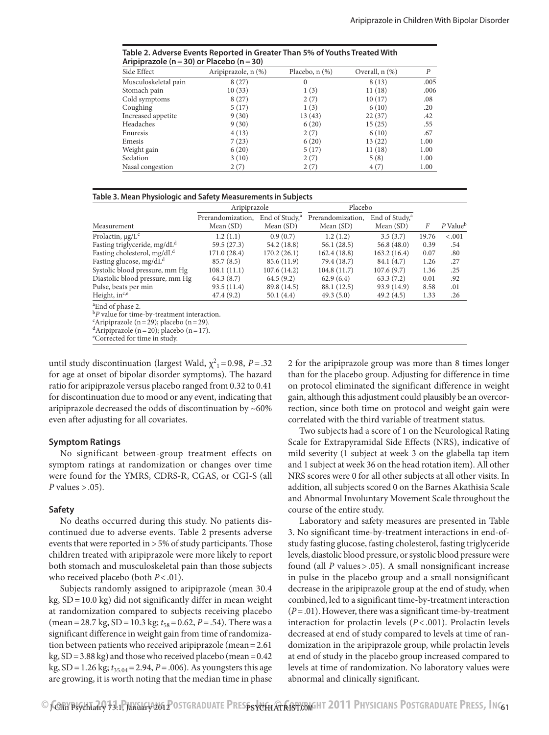**Table 2. Adverse Events Reported in Greater Than 5% of Youths Treated With Aripiprazole (n = 30) or Placebo (n = 30)**

| Side Effect | Aripiprazole, n (%) | Placebo, n (%) | Overall, n (%) | P |
|---|---|---|---|---|
| Musculoskeletal pain | 8 (27) | 0 | 8 (13) | .005 |
| Stomach pain | 10 (33) | 1 (3) | 11 (18) | .006 |
| Cold symptoms | 8 (27) | 2 (7) | 10 (17) | .08 |
| Coughing | 5 (17) | 1 (3) | 6 (10) | .20 |
| Increased appetite | 9 (30) | 13 (43) | 22 (37) | .42 |
| Headaches | 9 (30) | 6 (20) | 15 (25) | .55 |
| Enuresis | 4 (13) | 2 (7) | 6 (10) | .67 |
| Emesis | 7 (23) | 6 (20) | 13 (22) | 1.00 |
| Weight gain | 6 (20) | 5 (17) | 11 (18) | 1.00 |
| Sedation | 3 (10) | 2 (7) | 5 (8) | 1.00 |
| Nasal congestion | 2 (7) | 2 (7) | 4 (7) | 1.00 |

**Table 3. Mean Physiologic and Safety Measurements in Subjects**

| | Aripiprazole | | Placebo | | | |
|---|---|---|---|---|---|---|
| Measurement | Prerandomization, Mean (SD) | End of Study,[a] Mean (SD) | Prerandomization, Mean (SD) | End of Study,[a] Mean (SD) | F | P Value[b] |
| Prolactin, μg/L[c] | 1.2 (1.1) | 0.9 (0.7) | 1.2 (1.2) | 3.5 (3.7) | 19.76 | < .001 |
| Fasting triglyceride, mg/dL[d] | 59.5 (27.3) | 54.2 (18.8) | 56.1 (28.5) | 56.8 (48.0) | 0.39 | .54 |
| Fasting cholesterol, mg/dL[d] | 171.0 (28.4) | 170.2 (26.1) | 162.4 (18.8) | 163.2 (16.4) | 0.07 | .80 |
| Fasting glucose, mg/dL[d] | 85.7 (8.5) | 85.6 (11.9) | 79.4 (18.7) | 84.1 (4.7) | 1.26 | .27 |
| Systolic blood pressure, mm Hg | 108.1 (11.1) | 107.6 (14.2) | 104.8 (11.7) | 107.6 (9.7) | 1.36 | .25 |
| Diastolic blood pressure, mm Hg | 64.3 (8.7) | 64.5 (9.2) | 62.9 (6.4) | 63.3 (7.2) | 0.01 | .92 |
| Pulse, beats per min | 93.5 (11.4) | 89.8 (14.5) | 88.1 (12.5) | 93.9 (14.9) | 8.58 | .01 |
| Height, in[c,e] | 47.4 (9.2) | 50.1 (4.4) | 49.3 (5.0) | 49.2 (4.5) | 1.33 | .26 |

[a]End of phase 2.
[b]P value for time-by-treatment interaction.
[c]Aripiprazole (n = 29); placebo (n = 29).
[d]Aripiprazole (n = 20); placebo (n = 17).
[e]Corrected for time in study.

until study discontinuation (largest Wald, $\chi^2_1 = 0.98$, $P = .32$ for age at onset of bipolar disorder symptoms). The hazard ratio for aripiprazole versus placebo ranged from 0.32 to 0.41 for discontinuation due to mood or any event, indicating that aripiprazole decreased the odds of discontinuation by ~60% even after adjusting for all covariates.

### Symptom Ratings

No significant between-group treatment effects on symptom ratings at randomization or changes over time were found for the YMRS, CDRS-R, CGAS, or CGI-S (all $P$ values > .05).

### Safety

No deaths occurred during this study. No patients discontinued due to adverse events. Table 2 presents adverse events that were reported in > 5% of study participants. Those children treated with aripiprazole were more likely to report both stomach and musculoskeletal pain than those subjects who received placebo (both $P < .01$).

Subjects randomly assigned to aripiprazole (mean 30.4 kg, SD = 10.0 kg) did not significantly differ in mean weight at randomization compared to subjects receiving placebo (mean = 28.7 kg, SD = 10.3 kg; $t_{58} = 0.62$, $P = .54$). There was a significant difference in weight gain from time of randomization between patients who received aripiprazole (mean = 2.61 kg, SD = 3.88 kg) and those who received placebo (mean = 0.42 kg, SD = 1.26 kg; $t_{35.04} = 2.94$, $P = .006$). As youngsters this age are growing, it is worth noting that the median time in phase 2 for the aripiprazole group was more than 8 times longer than for the placebo group. Adjusting for difference in time on protocol eliminated the significant difference in weight gain, although this adjustment could plausibly be an overcorrection, since both time on protocol and weight gain were correlated with the third variable of treatment status.

Two subjects had a score of 1 on the Neurological Rating Scale for Extrapyramidal Side Effects (NRS), indicative of mild severity (1 subject at week 3 on the glabella tap item and 1 subject at week 36 on the head rotation item). All other NRS scores were 0 for all other subjects at all other visits. In addition, all subjects scored 0 on the Barnes Akathisia Scale and Abnormal Involuntary Movement Scale throughout the course of the entire study.

Laboratory and safety measures are presented in Table 3. No significant time-by-treatment interactions in end-of-study fasting glucose, fasting cholesterol, fasting triglyceride levels, diastolic blood pressure, or systolic blood pressure were found (all $P$ values > .05). A small nonsignificant increase in pulse in the placebo group and a small nonsignificant decrease in the aripiprazole group at the end of study, when combined, led to a significant time-by-treatment interaction ($P = .01$). However, there was a significant time-by-treatment interaction for prolactin levels ($P < .001$). Prolactin levels decreased at end of study compared to levels at time of randomization in the aripiprazole group, while prolactin levels at end of study in the placebo group increased compared to levels at time of randomization. No laboratory values were abnormal and clinically significant.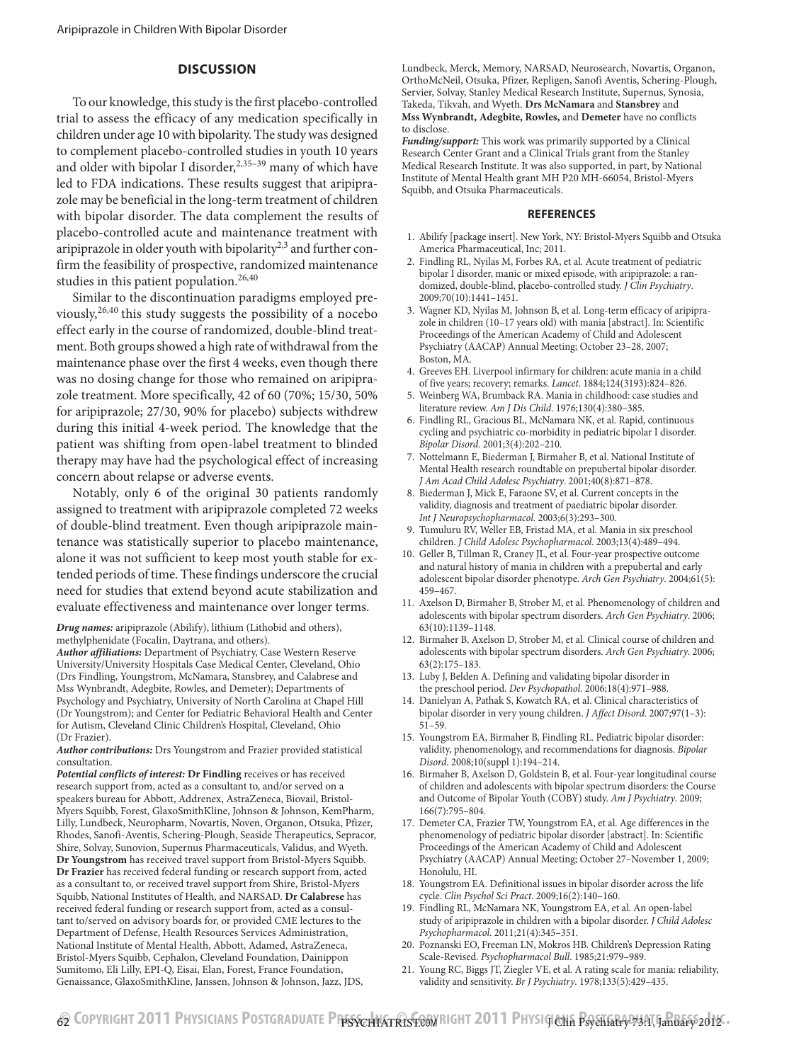## DISCUSSION

To our knowledge, this study is the first placebo-controlled trial to assess the efficacy of any medication specifically in children under age 10 with bipolarity. The study was designed to complement placebo-controlled studies in youth 10 years and older with bipolar I disorder,[2,35–39] many of which have led to FDA indications. These results suggest that aripiprazole may be beneficial in the long-term treatment of children with bipolar disorder. The data complement the results of placebo-controlled acute and maintenance treatment with aripiprazole in older youth with bipolarity[2,3] and further confirm the feasibility of prospective, randomized maintenance studies in this patient population.[26,40]

Similar to the discontinuation paradigms employed previously,[26,40] this study suggests the possibility of a nocebo effect early in the course of randomized, double-blind treatment. Both groups showed a high rate of withdrawal from the maintenance phase over the first 4 weeks, even though there was no dosing change for those who remained on aripiprazole treatment. More specifically, 42 of 60 (70%; 15/30, 50% for aripiprazole; 27/30, 90% for placebo) subjects withdrew during this initial 4-week period. The knowledge that the patient was shifting from open-label treatment to blinded therapy may have had the psychological effect of increasing concern about relapse or adverse events.

Notably, only 6 of the original 30 patients randomly assigned to treatment with aripiprazole completed 72 weeks of double-blind treatment. Even though aripiprazole maintenance was statistically superior to placebo maintenance, alone it was not sufficient to keep most youth stable for extended periods of time. These findings underscore the crucial need for studies that extend beyond acute stabilization and evaluate effectiveness and maintenance over longer terms.

***Drug names:*** aripiprazole (Abilify), lithium (Lithobid and others), methylphenidate (Focalin, Daytrana, and others).

***Author affiliations:*** Department of Psychiatry, Case Western Reserve University/University Hospitals Case Medical Center, Cleveland, Ohio (Drs Findling, Youngstrom, McNamara, Stansbrey, and Calabrese and Mss Wynbrandt, Adegbite, Rowles, and Demeter); Departments of Psychology and Psychiatry, University of North Carolina at Chapel Hill (Dr Youngstrom); and Center for Pediatric Behavioral Health and Center for Autism, Cleveland Clinic Children's Hospital, Cleveland, Ohio (Dr Frazier).

***Author contributions:*** Drs Youngstrom and Frazier provided statistical consultation.

***Potential conflicts of interest:*** **Dr Findling** receives or has received research support from, acted as a consultant to, and/or served on a speakers bureau for Abbott, Addrenex, AstraZeneca, Biovail, Bristol-Myers Squibb, Forest, GlaxoSmithKline, Johnson & Johnson, KemPharm, Lilly, Lundbeck, Neuropharm, Novartis, Noven, Organon, Otsuka, Pfizer, Rhodes, Sanofi-Aventis, Schering-Plough, Seaside Therapeutics, Sepracor, Shire, Solvay, Sunovion, Supernus Pharmaceuticals, Validus, and Wyeth. **Dr Youngstrom** has received travel support from Bristol-Myers Squibb. **Dr Frazier** has received federal funding or research support from, acted as a consultant to, or received travel support from Shire, Bristol-Myers Squibb, National Institutes of Health, and NARSAD. **Dr Calabrese** has received federal funding or research support from, acted as a consultant to/served on advisory boards for, or provided CME lectures to the Department of Defense, Health Resources Services Administration, National Institute of Mental Health, Abbott, Adamed, AstraZeneca, Bristol-Myers Squibb, Cephalon, Cleveland Foundation, Dainippon Sumitomo, Eli Lilly, EPI-Q, Eisai, Elan, Forest, France Foundation, Genaissance, GlaxoSmithKline, Janssen, Johnson & Johnson, Jazz, JDS, Lundbeck, Merck, Memory, NARSAD, Neurosearch, Novartis, Organon, OrthoMcNeil, Otsuka, Pfizer, Repligen, Sanofi Aventis, Schering-Plough, Servier, Solvay, Stanley Medical Research Institute, Supernus, Synosia, Takeda, Tikvah, and Wyeth. **Drs McNamara** and **Stansbrey** and **Mss Wynbrandt, Adegbite, Rowles,** and **Demeter** have no conflicts to disclose.

***Funding/support:*** This work was primarily supported by a Clinical Research Center Grant and a Clinical Trials grant from the Stanley Medical Research Institute. It was also supported, in part, by National Institute of Mental Health grant MH P20 MH-66054, Bristol-Myers Squibb, and Otsuka Pharmaceuticals.

## REFERENCES

1. Abilify [package insert]. New York, NY: Bristol-Myers Squibb and Otsuka America Pharmaceutical, Inc; 2011.
2. Findling RL, Nyilas M, Forbes RA, et al. Acute treatment of pediatric bipolar I disorder, manic or mixed episode, with aripiprazole: a randomized, double-blind, placebo-controlled study. *J Clin Psychiatry*. 2009;70(10):1441–1451.
3. Wagner KD, Nyilas M, Johnson B, et al. Long-term efficacy of aripiprazole in children (10–17 years old) with mania [abstract]. In: Scientific Proceedings of the American Academy of Child and Adolescent Psychiatry (AACAP) Annual Meeting; October 23–28, 2007; Boston, MA.
4. Greeves EH. Liverpool infirmary for children: acute mania in a child of five years; recovery; remarks. *Lancet*. 1884;124(3193):824–826.
5. Weinberg WA, Brumback RA. Mania in childhood: case studies and literature review. *Am J Dis Child*. 1976;130(4):380–385.
6. Findling RL, Gracious BL, McNamara NK, et al. Rapid, continuous cycling and psychiatric co-morbidity in pediatric bipolar I disorder. *Bipolar Disord*. 2001;3(4):202–210.
7. Nottelmann E, Biederman J, Birmaher B, et al. National Institute of Mental Health research roundtable on prepubertal bipolar disorder. *J Am Acad Child Adolesc Psychiatry*. 2001;40(8):871–878.
8. Biederman J, Mick E, Faraone SV, et al. Current concepts in the validity, diagnosis and treatment of paediatric bipolar disorder. *Int J Neuropsychopharmacol*. 2003;6(3):293–300.
9. Tumuluru RV, Weller EB, Fristad MA, et al. Mania in six preschool children. *J Child Adolesc Psychopharmacol*. 2003;13(4):489–494.
10. Geller B, Tillman R, Craney JL, et al. Four-year prospective outcome and natural history of mania in children with a prepubertal and early adolescent bipolar disorder phenotype. *Arch Gen Psychiatry*. 2004;61(5):459–467.
11. Axelson D, Birmaher B, Strober M, et al. Phenomenology of children and adolescents with bipolar spectrum disorders. *Arch Gen Psychiatry*. 2006;63(10):1139–1148.
12. Birmaher B, Axelson D, Strober M, et al. Clinical course of children and adolescents with bipolar spectrum disorders. *Arch Gen Psychiatry*. 2006;63(2):175–183.
13. Luby J, Belden A. Defining and validating bipolar disorder in the preschool period. *Dev Psychopathol*. 2006;18(4):971–988.
14. Danielyan A, Pathak S, Kowatch RA, et al. Clinical characteristics of bipolar disorder in very young children. *J Affect Disord*. 2007;97(1–3):51–59.
15. Youngstrom EA, Birmaher B, Findling RL. Pediatric bipolar disorder: validity, phenomenology, and recommendations for diagnosis. *Bipolar Disord*. 2008;10(suppl 1):194–214.
16. Birmaher B, Axelson D, Goldstein B, et al. Four-year longitudinal course of children and adolescents with bipolar spectrum disorders: the Course and Outcome of Bipolar Youth (COBY) study. *Am J Psychiatry*. 2009;166(7):795–804.
17. Demeter CA, Frazier TW, Youngstrom EA, et al. Age differences in the phenomenology of pediatric bipolar disorder [abstract]. In: Scientific Proceedings of the American Academy of Child and Adolescent Psychiatry (AACAP) Annual Meeting; October 27–November 1, 2009; Honolulu, HI.
18. Youngstrom EA. Definitional issues in bipolar disorder across the life cycle. *Clin Psychol Sci Pract*. 2009;16(2):140–160.
19. Findling RL, McNamara NK, Youngstrom EA, et al. An open-label study of aripiprazole in children with a bipolar disorder. *J Child Adolesc Psychopharmacol*. 2011;21(4):345–351.
20. Poznanski EO, Freeman LN, Mokros HB. Children's Depression Rating Scale-Revised. *Psychopharmacol Bull*. 1985;21:979–989.
21. Young RC, Biggs JT, Ziegler VE, et al. A rating scale for mania: reliability, validity and sensitivity. *Br J Psychiatry*. 1978;133(5):429–435.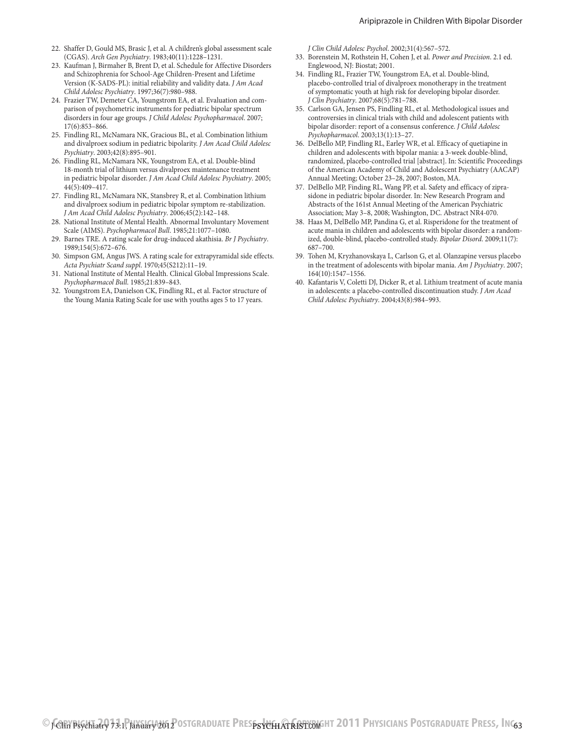22. Shaffer D, Gould MS, Brasic J, et al. A children's global assessment scale (CGAS). *Arch Gen Psychiatry*. 1983;40(11):1228–1231.
23. Kaufman J, Birmaher B, Brent D, et al. Schedule for Affective Disorders and Schizophrenia for School-Age Children-Present and Lifetime Version (K-SADS-PL): initial reliability and validity data. *J Am Acad Child Adolesc Psychiatry*. 1997;36(7):980–988.
24. Frazier TW, Demeter CA, Youngstrom EA, et al. Evaluation and comparison of psychometric instruments for pediatric bipolar spectrum disorders in four age groups. *J Child Adolesc Psychopharmacol*. 2007;17(6):853–866.
25. Findling RL, McNamara NK, Gracious BL, et al. Combination lithium and divalproex sodium in pediatric bipolarity. *J Am Acad Child Adolesc Psychiatry*. 2003;42(8):895–901.
26. Findling RL, McNamara NK, Youngstrom EA, et al. Double-blind 18-month trial of lithium versus divalproex maintenance treatment in pediatric bipolar disorder. *J Am Acad Child Adolesc Psychiatry*. 2005;44(5):409–417.
27. Findling RL, McNamara NK, Stansbrey R, et al. Combination lithium and divalproex sodium in pediatric bipolar symptom re-stabilization. *J Am Acad Child Adolesc Psychiatry*. 2006;45(2):142–148.
28. National Institute of Mental Health. Abnormal Involuntary Movement Scale (AIMS). *Psychopharmacol Bull*. 1985;21:1077–1080.
29. Barnes TRE. A rating scale for drug-induced akathisia. *Br J Psychiatry*. 1989;154(5):672–676.
30. Simpson GM, Angus JWS. A rating scale for extrapyramidal side effects. *Acta Psychiatr Scand suppl*. 1970;45(S212):11–19.
31. National Institute of Mental Health. Clinical Global Impressions Scale. *Psychopharmacol Bull*. 1985;21:839–843.
32. Youngstrom EA, Danielson CK, Findling RL, et al. Factor structure of the Young Mania Rating Scale for use with youths ages 5 to 17 years. *J Clin Child Adolesc Psychol*. 2002;31(4):567–572.
33. Borenstein M, Rothstein H, Cohen J, et al. *Power and Precision*. 2.1 ed. Englewood, NJ: Biostat; 2001.
34. Findling RL, Frazier TW, Youngstrom EA, et al. Double-blind, placebo-controlled trial of divalproex monotherapy in the treatment of symptomatic youth at high risk for developing bipolar disorder. *J Clin Psychiatry*. 2007;68(5):781–788.
35. Carlson GA, Jensen PS, Findling RL, et al. Methodological issues and controversies in clinical trials with child and adolescent patients with bipolar disorder: report of a consensus conference. *J Child Adolesc Psychopharmacol*. 2003;13(1):13–27.
36. DelBello MP, Findling RL, Earley WR, et al. Efficacy of quetiapine in children and adolescents with bipolar mania: a 3-week double-blind, randomized, placebo-controlled trial [abstract]. In: Scientific Proceedings of the American Academy of Child and Adolescent Psychiatry (AACAP) Annual Meeting; October 23–28, 2007; Boston, MA.
37. DelBello MP, Finding RL, Wang PP, et al. Safety and efficacy of ziprasidone in pediatric bipolar disorder. In: New Research Program and Abstracts of the 161st Annual Meeting of the American Psychiatric Association; May 3–8, 2008; Washington, DC. Abstract NR4-070.
38. Haas M, DelBello MP, Pandina G, et al. Risperidone for the treatment of acute mania in children and adolescents with bipolar disorder: a randomized, double-blind, placebo-controlled study. *Bipolar Disord*. 2009;11(7):687–700.
39. Tohen M, Kryzhanovskaya L, Carlson G, et al. Olanzapine versus placebo in the treatment of adolescents with bipolar mania. *Am J Psychiatry*. 2007;164(10):1547–1556.
40. Kafantaris V, Coletti DJ, Dicker R, et al. Lithium treatment of acute mania in adolescents: a placebo-controlled discontinuation study. *J Am Acad Child Adolesc Psychiatry*. 2004;43(8):984–993.